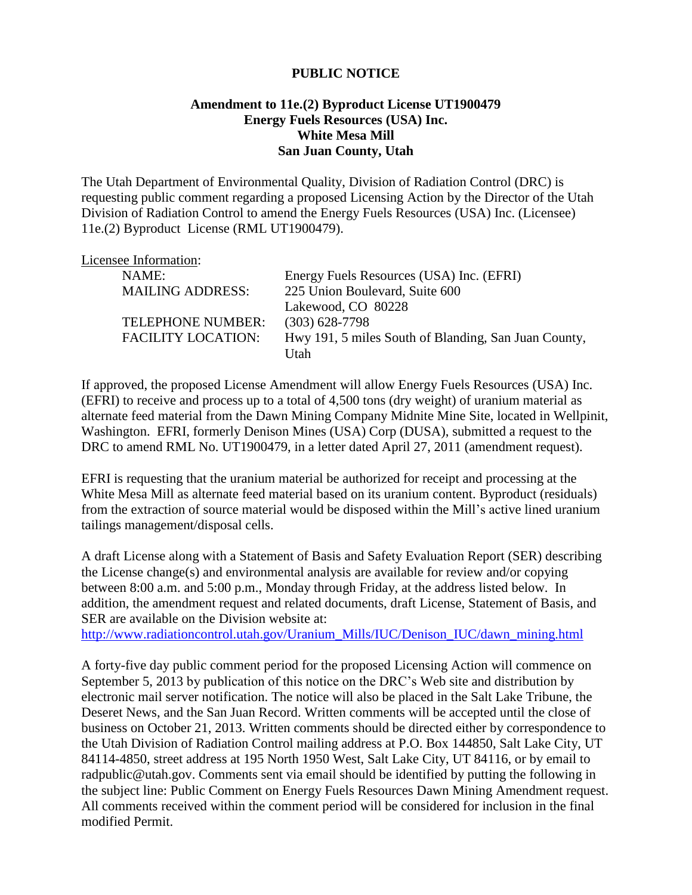# PUBLIC NOTICE

## Amendment to 11e.(2) Byproduct License UT1900479
## Energy Fuels Resources (USA) Inc.
## White Mesa Mill
## San Juan County, Utah

The Utah Department of Environmental Quality, Division of Radiation Control (DRC) is requesting public comment regarding a proposed Licensing Action by the Director of the Utah Division of Radiation Control to amend the Energy Fuels Resources (USA) Inc. (Licensee) 11e.(2) Byproduct License (RML UT1900479).

Licensee Information:

| | |
|---|---|
| NAME: | Energy Fuels Resources (USA) Inc. (EFRI) |
| MAILING ADDRESS: | 225 Union Boulevard, Suite 600<br>Lakewood, CO 80228 |
| TELEPHONE NUMBER: | (303) 628-7798 |
| FACILITY LOCATION: | Hwy 191, 5 miles South of Blanding, San Juan County, Utah |

If approved, the proposed License Amendment will allow Energy Fuels Resources (USA) Inc. (EFRI) to receive and process up to a total of 4,500 tons (dry weight) of uranium material as alternate feed material from the Dawn Mining Company Midnite Mine Site, located in Wellpinit, Washington. EFRI, formerly Denison Mines (USA) Corp (DUSA), submitted a request to the DRC to amend RML No. UT1900479, in a letter dated April 27, 2011 (amendment request).

EFRI is requesting that the uranium material be authorized for receipt and processing at the White Mesa Mill as alternate feed material based on its uranium content. Byproduct (residuals) from the extraction of source material would be disposed within the Mill's active lined uranium tailings management/disposal cells.

A draft License along with a Statement of Basis and Safety Evaluation Report (SER) describing the License change(s) and environmental analysis are available for review and/or copying between 8:00 a.m. and 5:00 p.m., Monday through Friday, at the address listed below. In addition, the amendment request and related documents, draft License, Statement of Basis, and SER are available on the Division website at:
http://www.radiationcontrol.utah.gov/Uranium_Mills/IUC/Denison_IUC/dawn_mining.html

A forty-five day public comment period for the proposed Licensing Action will commence on September 5, 2013 by publication of this notice on the DRC's Web site and distribution by electronic mail server notification. The notice will also be placed in the Salt Lake Tribune, the Deseret News, and the San Juan Record. Written comments will be accepted until the close of business on October 21, 2013. Written comments should be directed either by correspondence to the Utah Division of Radiation Control mailing address at P.O. Box 144850, Salt Lake City, UT 84114-4850, street address at 195 North 1950 West, Salt Lake City, UT 84116, or by email to radpublic@utah.gov. Comments sent via email should be identified by putting the following in the subject line: Public Comment on Energy Fuels Resources Dawn Mining Amendment request. All comments received within the comment period will be considered for inclusion in the final modified Permit.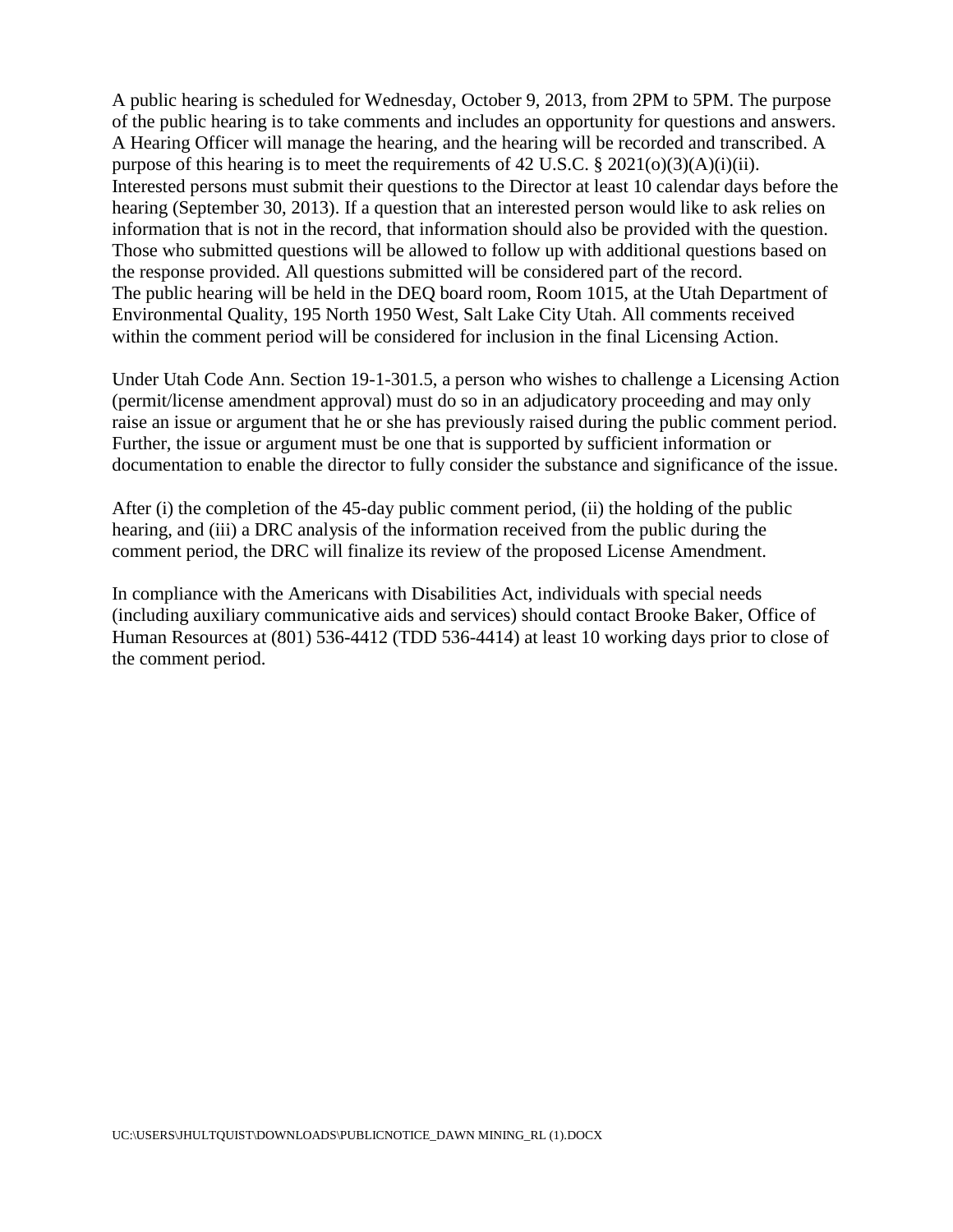A public hearing is scheduled for Wednesday, October 9, 2013, from 2PM to 5PM. The purpose of the public hearing is to take comments and includes an opportunity for questions and answers. A Hearing Officer will manage the hearing, and the hearing will be recorded and transcribed. A purpose of this hearing is to meet the requirements of 42 U.S.C. § 2021(o)(3)(A)(i)(ii). Interested persons must submit their questions to the Director at least 10 calendar days before the hearing (September 30, 2013). If a question that an interested person would like to ask relies on information that is not in the record, that information should also be provided with the question. Those who submitted questions will be allowed to follow up with additional questions based on the response provided. All questions submitted will be considered part of the record.
The public hearing will be held in the DEQ board room, Room 1015, at the Utah Department of Environmental Quality, 195 North 1950 West, Salt Lake City Utah. All comments received within the comment period will be considered for inclusion in the final Licensing Action.

Under Utah Code Ann. Section 19-1-301.5, a person who wishes to challenge a Licensing Action (permit/license amendment approval) must do so in an adjudicatory proceeding and may only raise an issue or argument that he or she has previously raised during the public comment period. Further, the issue or argument must be one that is supported by sufficient information or documentation to enable the director to fully consider the substance and significance of the issue.

After (i) the completion of the 45-day public comment period, (ii) the holding of the public hearing, and (iii) a DRC analysis of the information received from the public during the comment period, the DRC will finalize its review of the proposed License Amendment.

In compliance with the Americans with Disabilities Act, individuals with special needs (including auxiliary communicative aids and services) should contact Brooke Baker, Office of Human Resources at (801) 536-4412 (TDD 536-4414) at least 10 working days prior to close of the comment period.

UC:\USERS\JHULTQUIST\DOWNLOADS\PUBLICNOTICE_DAWN MINING_RL (1).DOCX